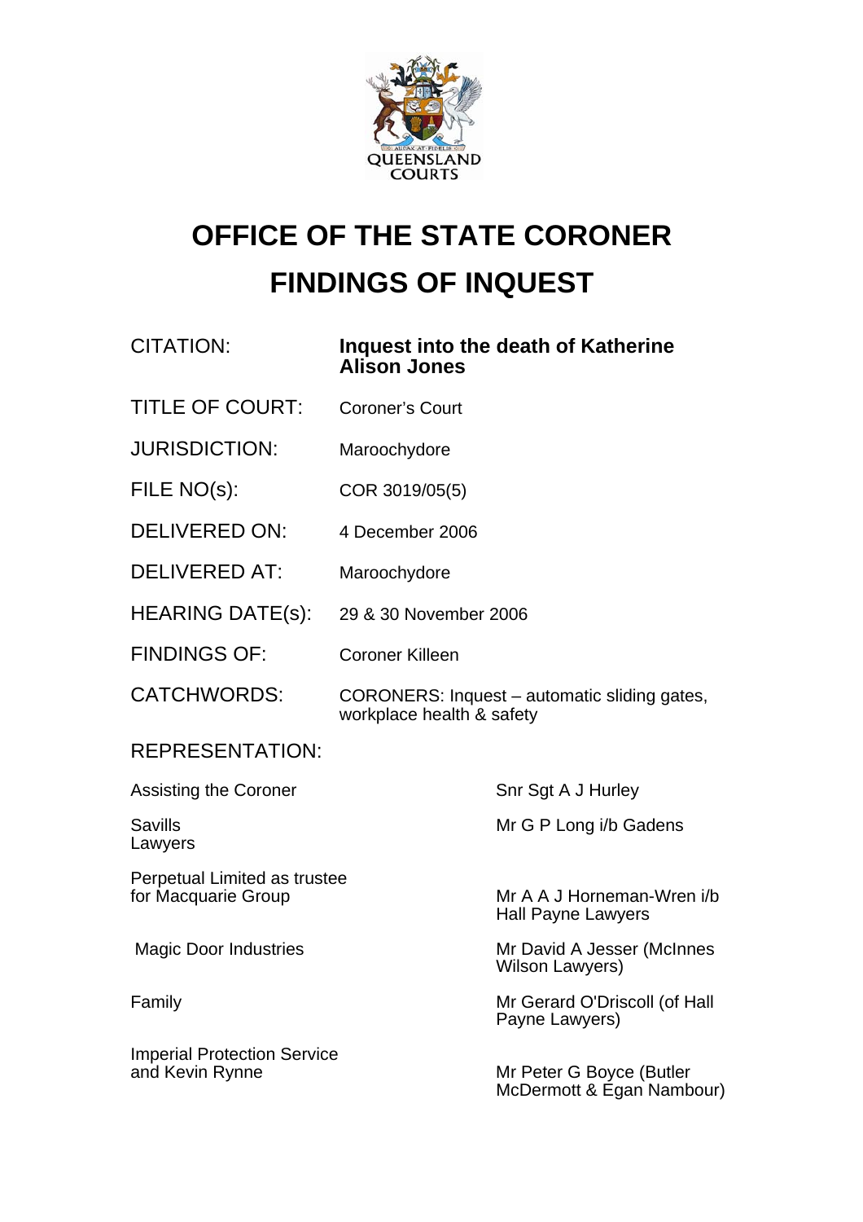# OFFICE OF THE STATE CORONER

# FINDINGS OF INQUEST

| | |
|---|---|
| CITATION: | **Inquest into the death of Katherine Alison Jones** |
| TITLE OF COURT: | Coroner's Court |
| JURISDICTION: | Maroochydore |
| FILE NO(s): | COR 3019/05(5) |
| DELIVERED ON: | 4 December 2006 |
| DELIVERED AT: | Maroochydore |
| HEARING DATE(s): | 29 & 30 November 2006 |
| FINDINGS OF: | Coroner Killeen |
| CATCHWORDS: | CORONERS: Inquest – automatic sliding gates, workplace health & safety |

REPRESENTATION:

| | |
|---|---|
| Assisting the Coroner | Snr Sgt A J Hurley |
| Savills Lawyers | Mr G P Long i/b Gadens |
| Perpetual Limited as trustee for Macquarie Group | Mr A A J Horneman-Wren i/b Hall Payne Lawyers |
| Magic Door Industries | Mr David A Jesser (McInnes Wilson Lawyers) |
| Family | Mr Gerard O'Driscoll (of Hall Payne Lawyers) |
| Imperial Protection Service and Kevin Rynne | Mr Peter G Boyce (Butler McDermott & Egan Nambour) |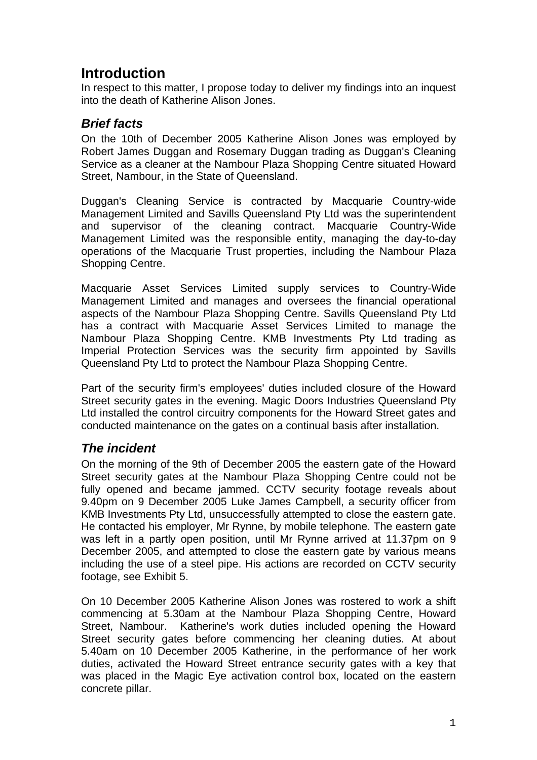# Introduction

In respect to this matter, I propose today to deliver my findings into an inquest into the death of Katherine Alison Jones.

## *Brief facts*

On the 10th of December 2005 Katherine Alison Jones was employed by Robert James Duggan and Rosemary Duggan trading as Duggan's Cleaning Service as a cleaner at the Nambour Plaza Shopping Centre situated Howard Street, Nambour, in the State of Queensland.

Duggan's Cleaning Service is contracted by Macquarie Country-wide Management Limited and Savills Queensland Pty Ltd was the superintendent and supervisor of the cleaning contract. Macquarie Country-Wide Management Limited was the responsible entity, managing the day-to-day operations of the Macquarie Trust properties, including the Nambour Plaza Shopping Centre.

Macquarie Asset Services Limited supply services to Country-Wide Management Limited and manages and oversees the financial operational aspects of the Nambour Plaza Shopping Centre. Savills Queensland Pty Ltd has a contract with Macquarie Asset Services Limited to manage the Nambour Plaza Shopping Centre. KMB Investments Pty Ltd trading as Imperial Protection Services was the security firm appointed by Savills Queensland Pty Ltd to protect the Nambour Plaza Shopping Centre.

Part of the security firm's employees' duties included closure of the Howard Street security gates in the evening. Magic Doors Industries Queensland Pty Ltd installed the control circuitry components for the Howard Street gates and conducted maintenance on the gates on a continual basis after installation.

## *The incident*

On the morning of the 9th of December 2005 the eastern gate of the Howard Street security gates at the Nambour Plaza Shopping Centre could not be fully opened and became jammed. CCTV security footage reveals about 9.40pm on 9 December 2005 Luke James Campbell, a security officer from KMB Investments Pty Ltd, unsuccessfully attempted to close the eastern gate. He contacted his employer, Mr Rynne, by mobile telephone. The eastern gate was left in a partly open position, until Mr Rynne arrived at 11.37pm on 9 December 2005, and attempted to close the eastern gate by various means including the use of a steel pipe. His actions are recorded on CCTV security footage, see Exhibit 5.

On 10 December 2005 Katherine Alison Jones was rostered to work a shift commencing at 5.30am at the Nambour Plaza Shopping Centre, Howard Street, Nambour. Katherine's work duties included opening the Howard Street security gates before commencing her cleaning duties. At about 5.40am on 10 December 2005 Katherine, in the performance of her work duties, activated the Howard Street entrance security gates with a key that was placed in the Magic Eye activation control box, located on the eastern concrete pillar.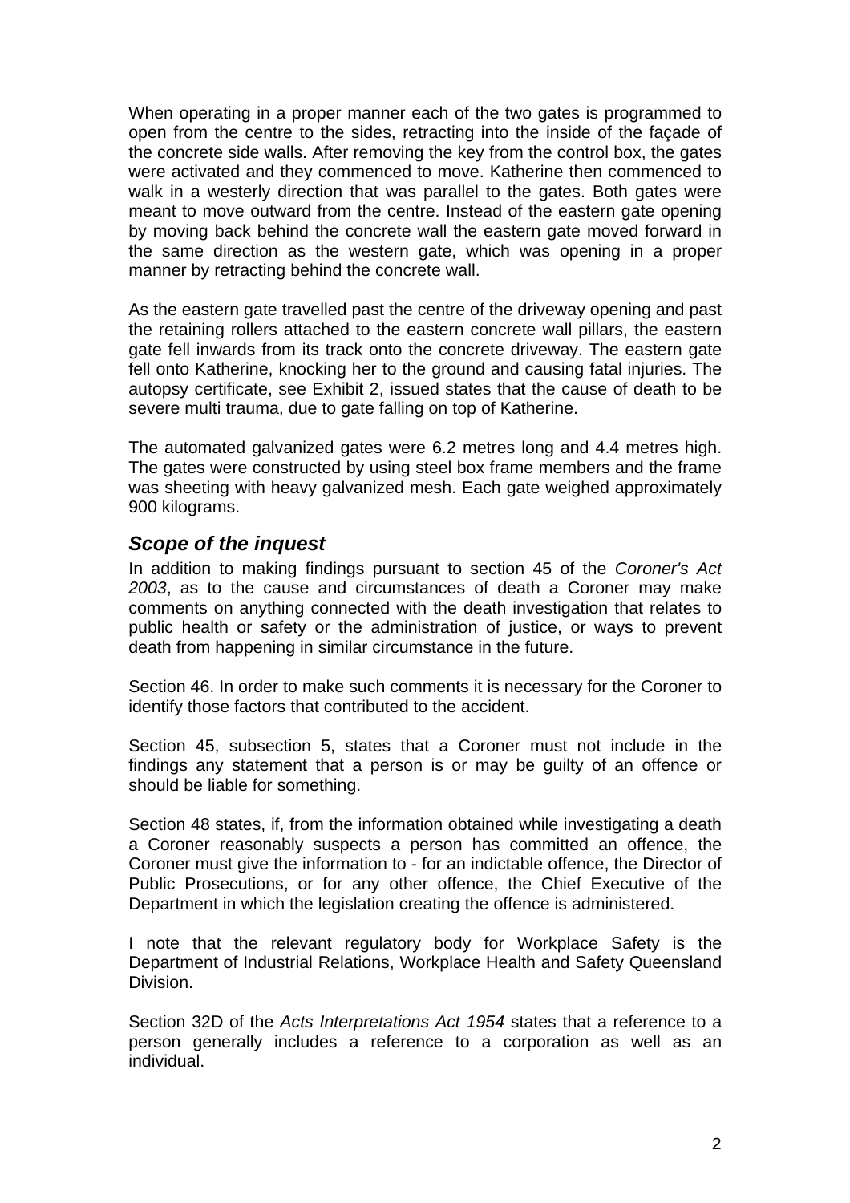When operating in a proper manner each of the two gates is programmed to open from the centre to the sides, retracting into the inside of the façade of the concrete side walls. After removing the key from the control box, the gates were activated and they commenced to move. Katherine then commenced to walk in a westerly direction that was parallel to the gates. Both gates were meant to move outward from the centre. Instead of the eastern gate opening by moving back behind the concrete wall the eastern gate moved forward in the same direction as the western gate, which was opening in a proper manner by retracting behind the concrete wall.

As the eastern gate travelled past the centre of the driveway opening and past the retaining rollers attached to the eastern concrete wall pillars, the eastern gate fell inwards from its track onto the concrete driveway. The eastern gate fell onto Katherine, knocking her to the ground and causing fatal injuries. The autopsy certificate, see Exhibit 2, issued states that the cause of death to be severe multi trauma, due to gate falling on top of Katherine.

The automated galvanized gates were 6.2 metres long and 4.4 metres high. The gates were constructed by using steel box frame members and the frame was sheeting with heavy galvanized mesh. Each gate weighed approximately 900 kilograms.

### *Scope of the inquest*

In addition to making findings pursuant to section 45 of the *Coroner's Act 2003*, as to the cause and circumstances of death a Coroner may make comments on anything connected with the death investigation that relates to public health or safety or the administration of justice, or ways to prevent death from happening in similar circumstance in the future.

Section 46. In order to make such comments it is necessary for the Coroner to identify those factors that contributed to the accident.

Section 45, subsection 5, states that a Coroner must not include in the findings any statement that a person is or may be guilty of an offence or should be liable for something.

Section 48 states, if, from the information obtained while investigating a death a Coroner reasonably suspects a person has committed an offence, the Coroner must give the information to - for an indictable offence, the Director of Public Prosecutions, or for any other offence, the Chief Executive of the Department in which the legislation creating the offence is administered.

I note that the relevant regulatory body for Workplace Safety is the Department of Industrial Relations, Workplace Health and Safety Queensland Division.

Section 32D of the *Acts Interpretations Act 1954* states that a reference to a person generally includes a reference to a corporation as well as an individual.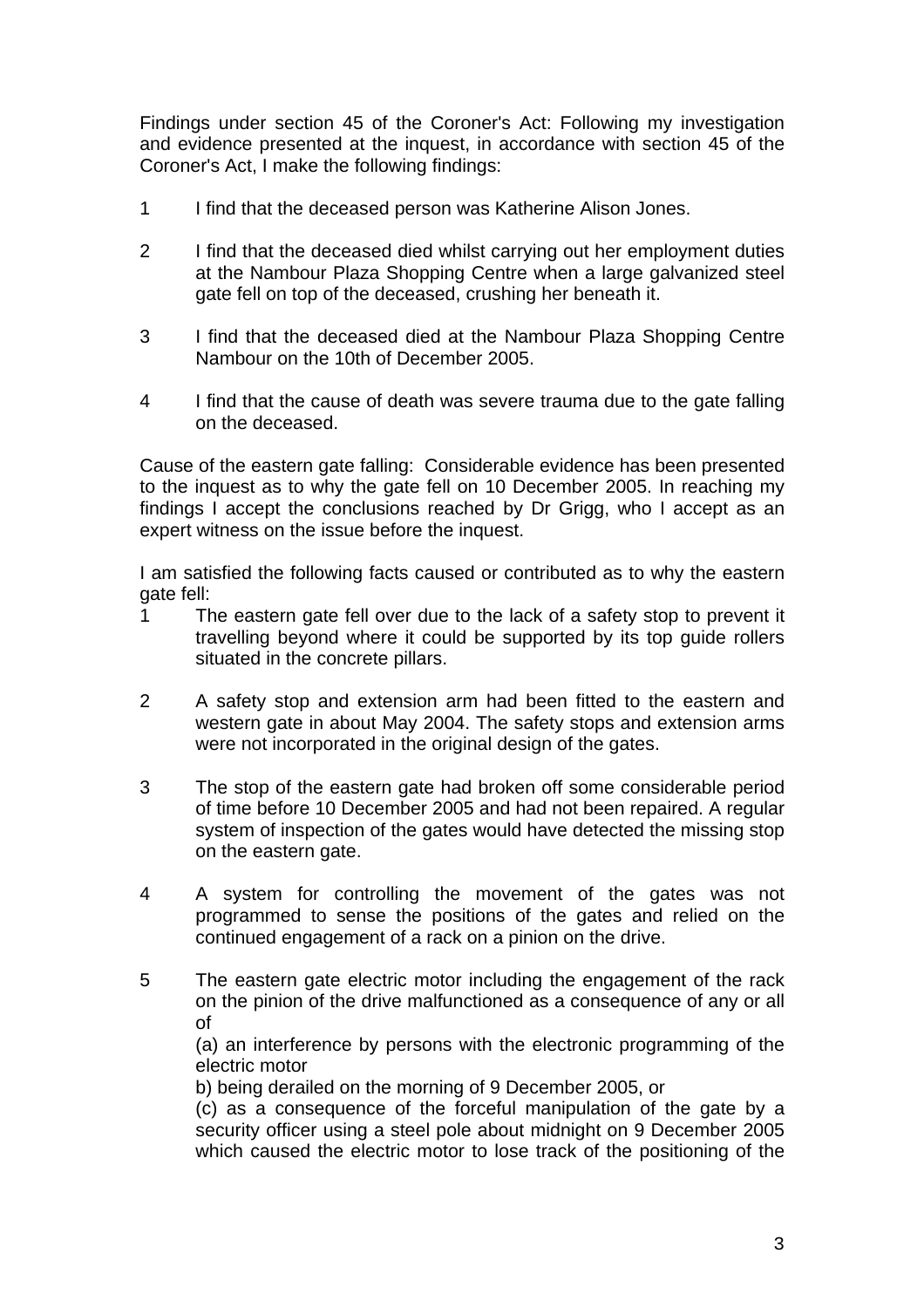Findings under section 45 of the Coroner's Act: Following my investigation and evidence presented at the inquest, in accordance with section 45 of the Coroner's Act, I make the following findings:

1 I find that the deceased person was Katherine Alison Jones.

2 I find that the deceased died whilst carrying out her employment duties at the Nambour Plaza Shopping Centre when a large galvanized steel gate fell on top of the deceased, crushing her beneath it.

3 I find that the deceased died at the Nambour Plaza Shopping Centre Nambour on the 10th of December 2005.

4 I find that the cause of death was severe trauma due to the gate falling on the deceased.

Cause of the eastern gate falling: Considerable evidence has been presented to the inquest as to why the gate fell on 10 December 2005. In reaching my findings I accept the conclusions reached by Dr Grigg, who I accept as an expert witness on the issue before the inquest.

I am satisfied the following facts caused or contributed as to why the eastern gate fell:

1 The eastern gate fell over due to the lack of a safety stop to prevent it travelling beyond where it could be supported by its top guide rollers situated in the concrete pillars.

2 A safety stop and extension arm had been fitted to the eastern and western gate in about May 2004. The safety stops and extension arms were not incorporated in the original design of the gates.

3 The stop of the eastern gate had broken off some considerable period of time before 10 December 2005 and had not been repaired. A regular system of inspection of the gates would have detected the missing stop on the eastern gate.

4 A system for controlling the movement of the gates was not programmed to sense the positions of the gates and relied on the continued engagement of a rack on a pinion on the drive.

5 The eastern gate electric motor including the engagement of the rack on the pinion of the drive malfunctioned as a consequence of any or all of

(a) an interference by persons with the electronic programming of the electric motor

b) being derailed on the morning of 9 December 2005, or

(c) as a consequence of the forceful manipulation of the gate by a security officer using a steel pole about midnight on 9 December 2005 which caused the electric motor to lose track of the positioning of the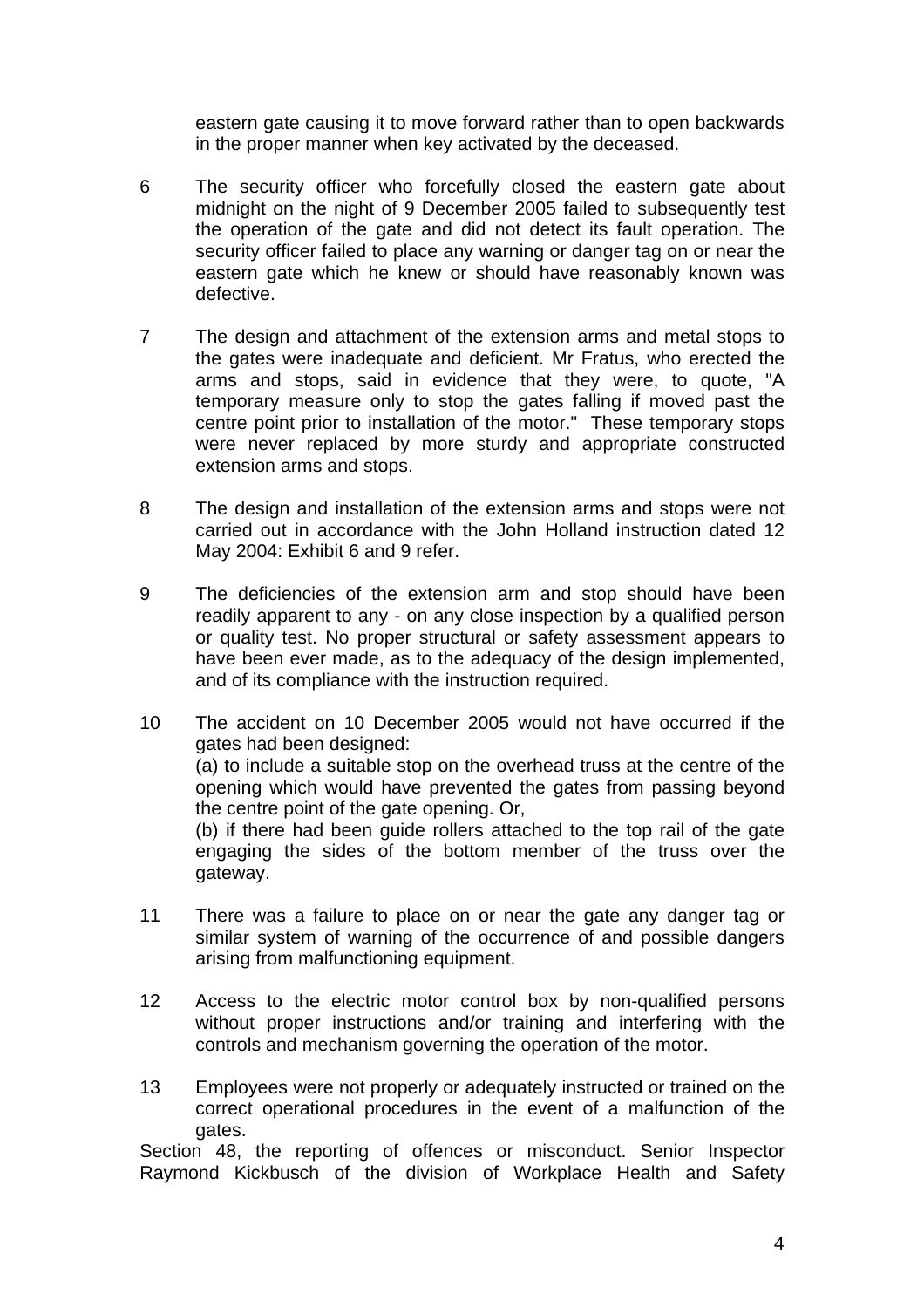eastern gate causing it to move forward rather than to open backwards in the proper manner when key activated by the deceased.

6 The security officer who forcefully closed the eastern gate about midnight on the night of 9 December 2005 failed to subsequently test the operation of the gate and did not detect its fault operation. The security officer failed to place any warning or danger tag on or near the eastern gate which he knew or should have reasonably known was defective.

7 The design and attachment of the extension arms and metal stops to the gates were inadequate and deficient. Mr Fratus, who erected the arms and stops, said in evidence that they were, to quote, "A temporary measure only to stop the gates falling if moved past the centre point prior to installation of the motor." These temporary stops were never replaced by more sturdy and appropriate constructed extension arms and stops.

8 The design and installation of the extension arms and stops were not carried out in accordance with the John Holland instruction dated 12 May 2004: Exhibit 6 and 9 refer.

9 The deficiencies of the extension arm and stop should have been readily apparent to any - on any close inspection by a qualified person or quality test. No proper structural or safety assessment appears to have been ever made, as to the adequacy of the design implemented, and of its compliance with the instruction required.

10 The accident on 10 December 2005 would not have occurred if the gates had been designed:
(a) to include a suitable stop on the overhead truss at the centre of the opening which would have prevented the gates from passing beyond the centre point of the gate opening. Or,
(b) if there had been guide rollers attached to the top rail of the gate engaging the sides of the bottom member of the truss over the gateway.

11 There was a failure to place on or near the gate any danger tag or similar system of warning of the occurrence of and possible dangers arising from malfunctioning equipment.

12 Access to the electric motor control box by non-qualified persons without proper instructions and/or training and interfering with the controls and mechanism governing the operation of the motor.

13 Employees were not properly or adequately instructed or trained on the correct operational procedures in the event of a malfunction of the gates.

Section 48, the reporting of offences or misconduct. Senior Inspector Raymond Kickbusch of the division of Workplace Health and Safety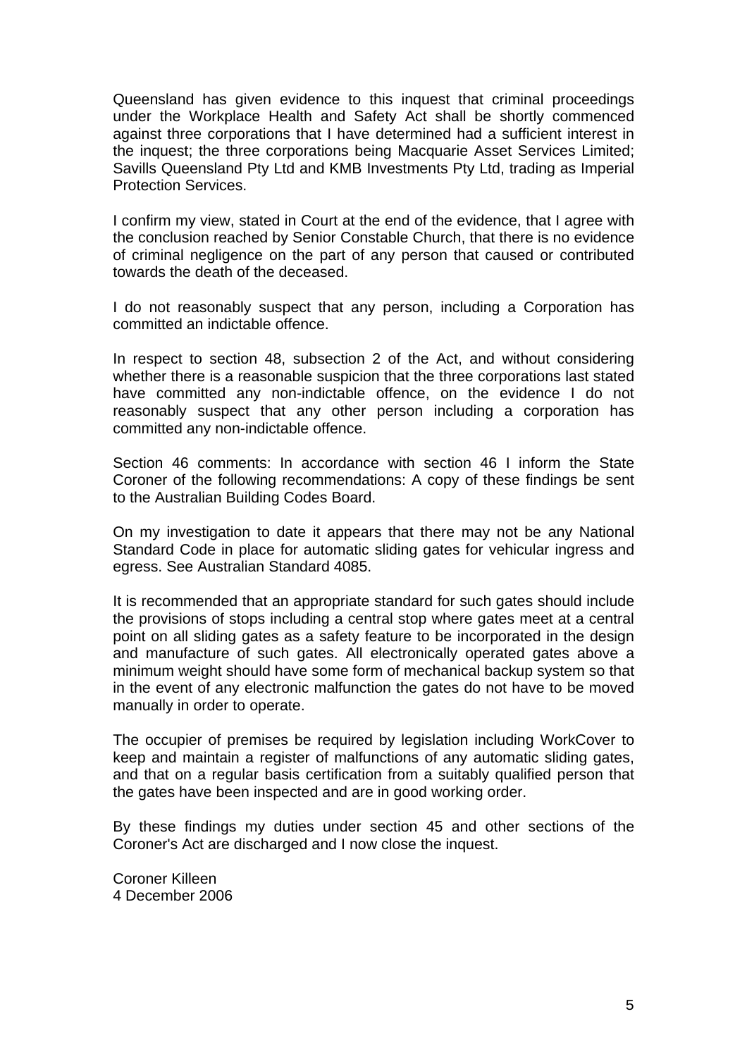Queensland has given evidence to this inquest that criminal proceedings under the Workplace Health and Safety Act shall be shortly commenced against three corporations that I have determined had a sufficient interest in the inquest; the three corporations being Macquarie Asset Services Limited; Savills Queensland Pty Ltd and KMB Investments Pty Ltd, trading as Imperial Protection Services.

I confirm my view, stated in Court at the end of the evidence, that I agree with the conclusion reached by Senior Constable Church, that there is no evidence of criminal negligence on the part of any person that caused or contributed towards the death of the deceased.

I do not reasonably suspect that any person, including a Corporation has committed an indictable offence.

In respect to section 48, subsection 2 of the Act, and without considering whether there is a reasonable suspicion that the three corporations last stated have committed any non-indictable offence, on the evidence I do not reasonably suspect that any other person including a corporation has committed any non-indictable offence.

Section 46 comments: In accordance with section 46 I inform the State Coroner of the following recommendations: A copy of these findings be sent to the Australian Building Codes Board.

On my investigation to date it appears that there may not be any National Standard Code in place for automatic sliding gates for vehicular ingress and egress. See Australian Standard 4085.

It is recommended that an appropriate standard for such gates should include the provisions of stops including a central stop where gates meet at a central point on all sliding gates as a safety feature to be incorporated in the design and manufacture of such gates. All electronically operated gates above a minimum weight should have some form of mechanical backup system so that in the event of any electronic malfunction the gates do not have to be moved manually in order to operate.

The occupier of premises be required by legislation including WorkCover to keep and maintain a register of malfunctions of any automatic sliding gates, and that on a regular basis certification from a suitably qualified person that the gates have been inspected and are in good working order.

By these findings my duties under section 45 and other sections of the Coroner's Act are discharged and I now close the inquest.

Coroner Killeen
4 December 2006